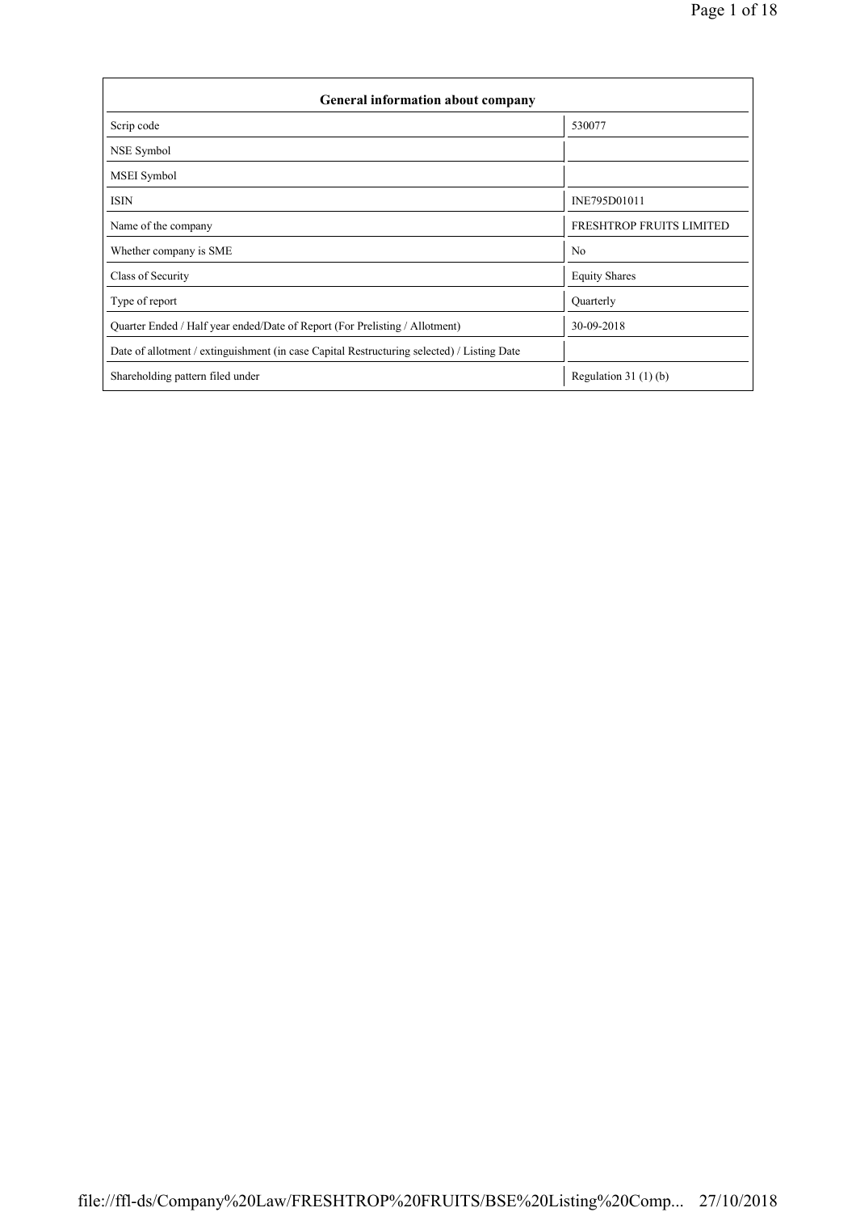| General information about company | |
|---|---|
| Scrip code | 530077 |
| NSE Symbol | |
| MSEI Symbol | |
| ISIN | INE795D01011 |
| Name of the company | FRESHTROP FRUITS LIMITED |
| Whether company is SME | No |
| Class of Security | Equity Shares |
| Type of report | Quarterly |
| Quarter Ended / Half year ended/Date of Report (For Prelisting / Allotment) | 30-09-2018 |
| Date of allotment / extinguishment (in case Capital Restructuring selected) / Listing Date | |
| Shareholding pattern filed under | Regulation 31 (1) (b) |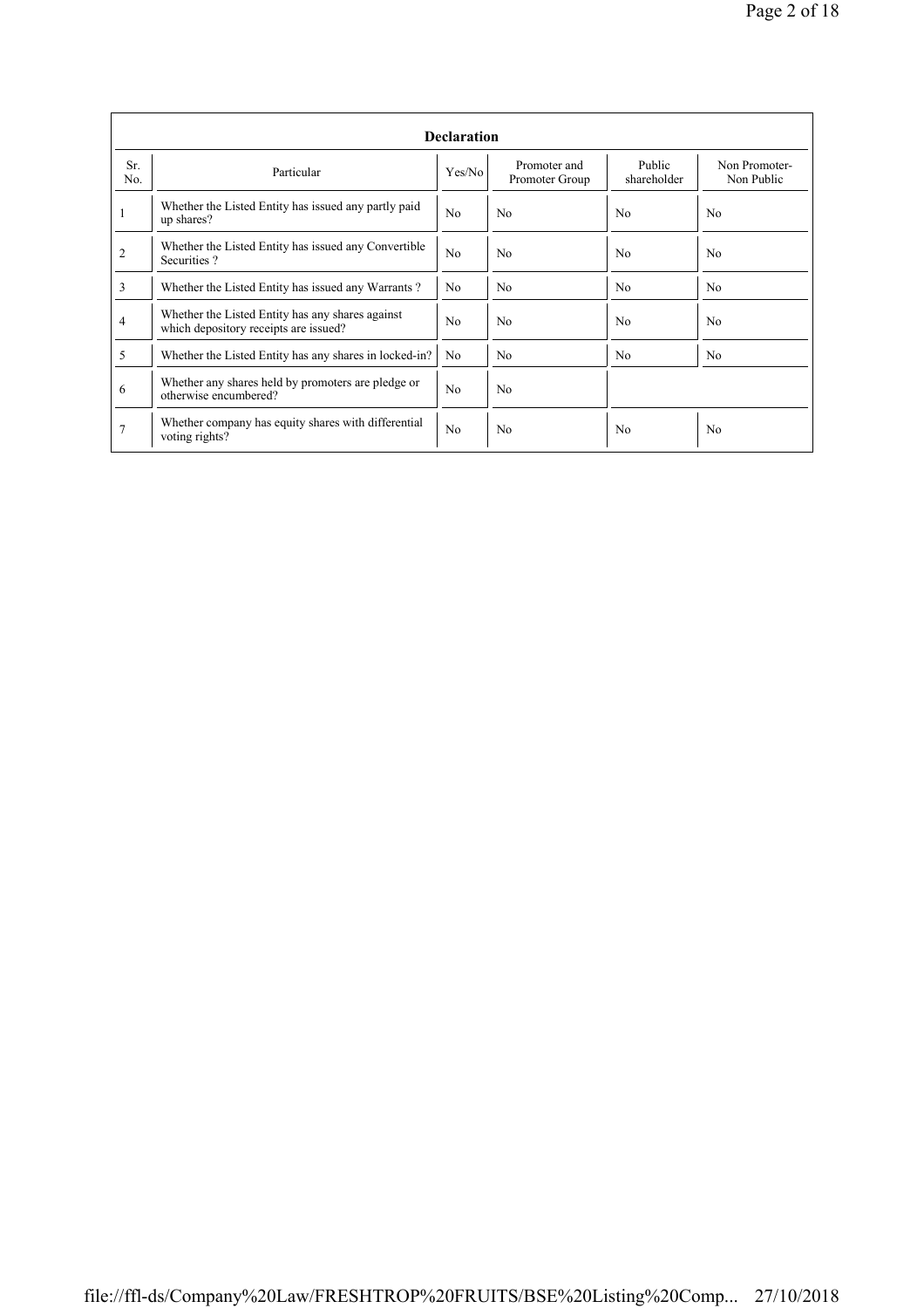| Declaration | | | | | |
|---|---|---|---|---|---|
| Sr. No. | Particular | Yes/No | Promoter and Promoter Group | Public shareholder | Non Promoter- Non Public |
| 1 | Whether the Listed Entity has issued any partly paid up shares? | No | No | No | No |
| 2 | Whether the Listed Entity has issued any Convertible Securities ? | No | No | No | No |
| 3 | Whether the Listed Entity has issued any Warrants ? | No | No | No | No |
| 4 | Whether the Listed Entity has any shares against which depository receipts are issued? | No | No | No | No |
| 5 | Whether the Listed Entity has any shares in locked-in? | No | No | No | No |
| 6 | Whether any shares held by promoters are pledge or otherwise encumbered? | No | No | | |
| 7 | Whether company has equity shares with differential voting rights? | No | No | No | No |

file://ffl-ds/Company%20Law/FRESHTROP%20FRUITS/BSE%20Listing%20Comp... 27/10/2018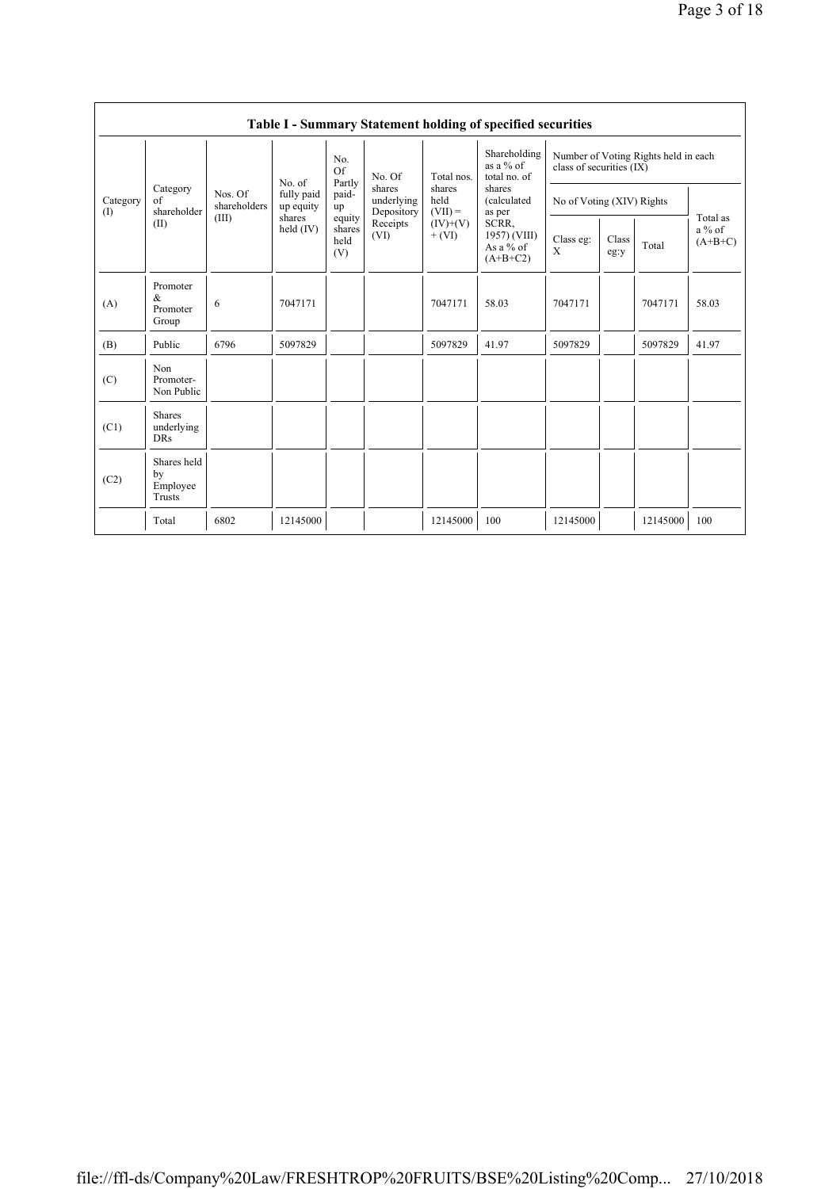## Table I - Summary Statement holding of specified securities

| Category (I) | Category of shareholder (II) | Nos. Of shareholders (III) | No. of fully paid up equity shares held (IV) | No. Of Partly paid-up equity shares held (V) | No. Of shares underlying Depository Receipts (VI) | Total nos. shares held (VII) = (IV)+(V)+ (VI) | Shareholding as a % of total no. of shares (calculated as per SCRR, 1957) (VIII) As a % of (A+B+C2) | Number of Voting Rights held in each class of securities (IX) | | | |
|---|---|---|---|---|---|---|---|---|---|---|---|
| | | | | | | | | No of Voting (XIV) Rights | | | Total as a % of (A+B+C) |
| | | | | | | | | Class eg: X | Class eg:y | Total | |
| (A) | Promoter & Promoter Group | 6 | 7047171 | | | 7047171 | 58.03 | 7047171 | | 7047171 | 58.03 |
| (B) | Public | 6796 | 5097829 | | | 5097829 | 41.97 | 5097829 | | 5097829 | 41.97 |
| (C) | Non Promoter- Non Public | | | | | | | | | | |
| (C1) | Shares underlying DRs | | | | | | | | | | |
| (C2) | Shares held by Employee Trusts | | | | | | | | | | |
| | Total | 6802 | 12145000 | | | 12145000 | 100 | 12145000 | | 12145000 | 100 |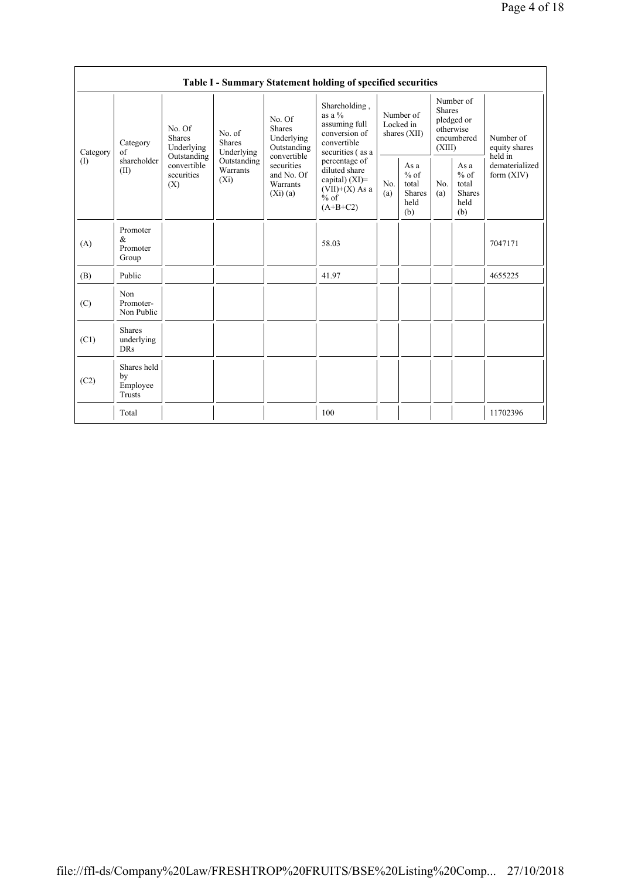| Table I - Summary Statement holding of specified securities | | | | | | | | | | |
|---|---|---|---|---|---|---|---|---|---|---|
| Category (I) | Category of shareholder (II) | No. Of Shares Underlying Outstanding convertible securities (X) | No. of Shares Underlying Outstanding Warrants (Xi) | No. Of Shares Underlying Outstanding convertible securities and No. Of Warrants (Xi) (a) | Shareholding , as a % assuming full conversion of convertible securities ( as a percentage of diluted share capital) (XI)= (VII)+(X) As a % of (A+B+C2) | Number of Locked in shares (XII) | | Number of Shares pledged or otherwise encumbered (XIII) | | Number of equity shares held in dematerialized form (XIV) |
| | | | | | | No. (a) | As a % of total Shares held (b) | No. (a) | As a % of total Shares held (b) | |
| (A) | Promoter & Promoter Group | | | | 58.03 | | | | | 7047171 |
| (B) | Public | | | | 41.97 | | | | | 4655225 |
| (C) | Non Promoter- Non Public | | | | | | | | | |
| (C1) | Shares underlying DRs | | | | | | | | | |
| (C2) | Shares held by Employee Trusts | | | | | | | | | |
| | Total | | | | 100 | | | | | 11702396 |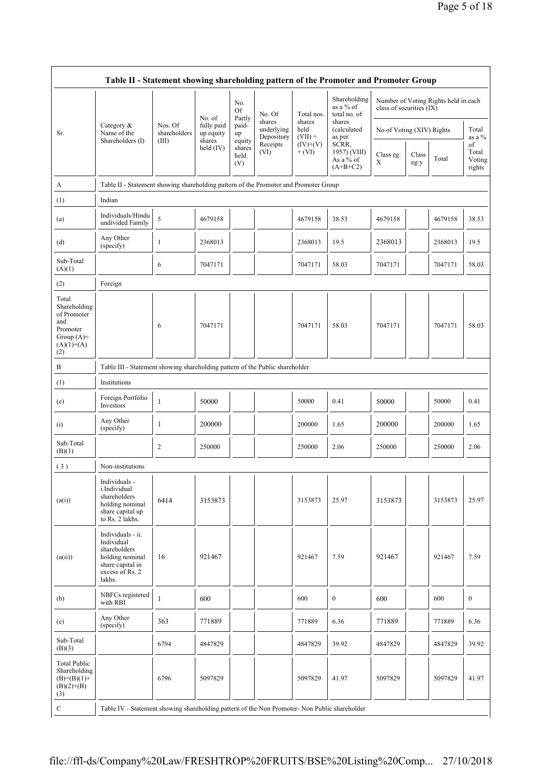| Table II - Statement showing shareholding pattern of the Promoter and Promoter Group | | | | | | | | | | | | |
|---|---|---|---|---|---|---|---|---|---|---|---|---|
| Sr. | Category & Name of the Shareholders (I) | Nos. Of shareholders (III) | No. of fully paid up equity shares held (IV) | No. Of Partly paid-up equity shares held (V) | No. Of shares underlying Depository Receipts (VI) | Total nos. shares held (VII) = (IV)+(V)+ (VI) | Shareholding as a % of total no. of shares (calculated as per SCRR, 1957) (VIII) As a % of (A+B+C2) | Number of Voting Rights held in each class of securities (IX) | | | | |
| | | | | | | | | No of Voting (XIV) Rights | | | Total as a % of Total Voting rights |
| | | | | | | | | Class eg: X | Class eg:y | Total | |
| A | Table II - Statement showing shareholding pattern of the Promoter and Promoter Group | | | | | | | | | | | |
| (1) | Indian | | | | | | | | | | | |
| (a) | Individuals/Hindu undivided Family | 5 | 4679158 | | | 4679158 | 38.53 | 4679158 | | 4679158 | 38.53 |
| (d) | Any Other (specify) | 1 | 2368013 | | | 2368013 | 19.5 | 2368013 | | 2368013 | 19.5 |
| Sub-Total (A)(1) | | 6 | 7047171 | | | 7047171 | 58.03 | 7047171 | | 7047171 | 58.03 |
| (2) | Foreign | | | | | | | | | | |
| Total Shareholding of Promoter and Promoter Group (A)=(A)(1)+(A)(2) | | 6 | 7047171 | | | 7047171 | 58.03 | 7047171 | | 7047171 | 58.03 |
| B | Table III - Statement showing shareholding pattern of the Public shareholder | | | | | | | | | | |
| (1) | Institutions | | | | | | | | | | |
| (e) | Foreign Portfolio Investors | 1 | 50000 | | | 50000 | 0.41 | 50000 | | 50000 | 0.41 |
| (i) | Any Other (specify) | 1 | 200000 | | | 200000 | 1.65 | 200000 | | 200000 | 1.65 |
| Sub-Total (B)(1) | | 2 | 250000 | | | 250000 | 2.06 | 250000 | | 250000 | 2.06 |
| ( 3 ) | Non-institutions | | | | | | | | | | |
| (a(i)) | Individuals - i.Individual shareholders holding nominal share capital up to Rs. 2 lakhs. | 6414 | 3153873 | | | 3153873 | 25.97 | 3153873 | | 3153873 | 25.97 |
| (a(ii)) | Individuals - ii. Individual shareholders holding nominal share capital in excess of Rs. 2 lakhs. | 16 | 921467 | | | 921467 | 7.59 | 921467 | | 921467 | 7.59 |
| (b) | NBFCs registered with RBI | 1 | 600 | | | 600 | 0 | 600 | | 600 | 0 |
| (e) | Any Other (specify) | 363 | 771889 | | | 771889 | 6.36 | 771889 | | 771889 | 6.36 |
| Sub-Total (B)(3) | | 6794 | 4847829 | | | 4847829 | 39.92 | 4847829 | | 4847829 | 39.92 |
| Total Public Shareholding (B)=(B)(1)+(B)(2)+(B)(3) | | 6796 | 5097829 | | | 5097829 | 41.97 | 5097829 | | 5097829 | 41.97 |
| C | Table IV - Statement showing shareholding pattern of the Non Promoter- Non Public shareholder | | | | | | | | | | |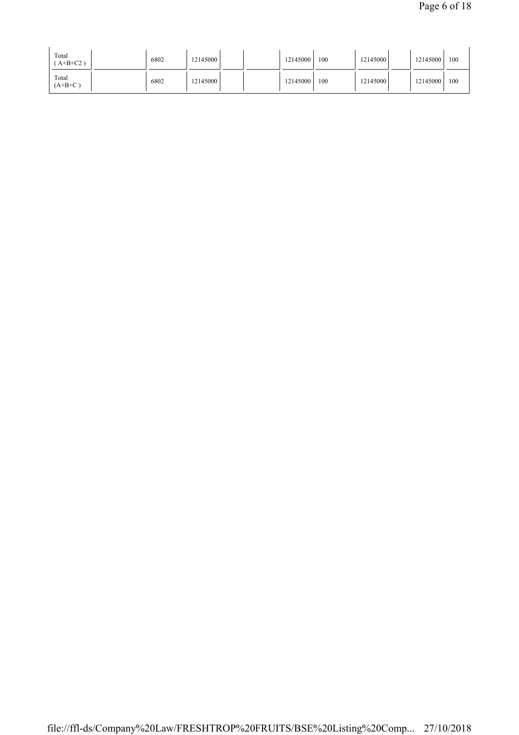| | | | | | | | | | | | |
|---|---|---|---|---|---|---|---|---|---|---|---|
| Total ( A+B+C2 ) | | 6802 | 12145000 | | | 12145000 | 100 | 12145000 | | 12145000 | 100 |
| Total (A+B+C ) | | 6802 | 12145000 | | | 12145000 | 100 | 12145000 | | 12145000 | 100 |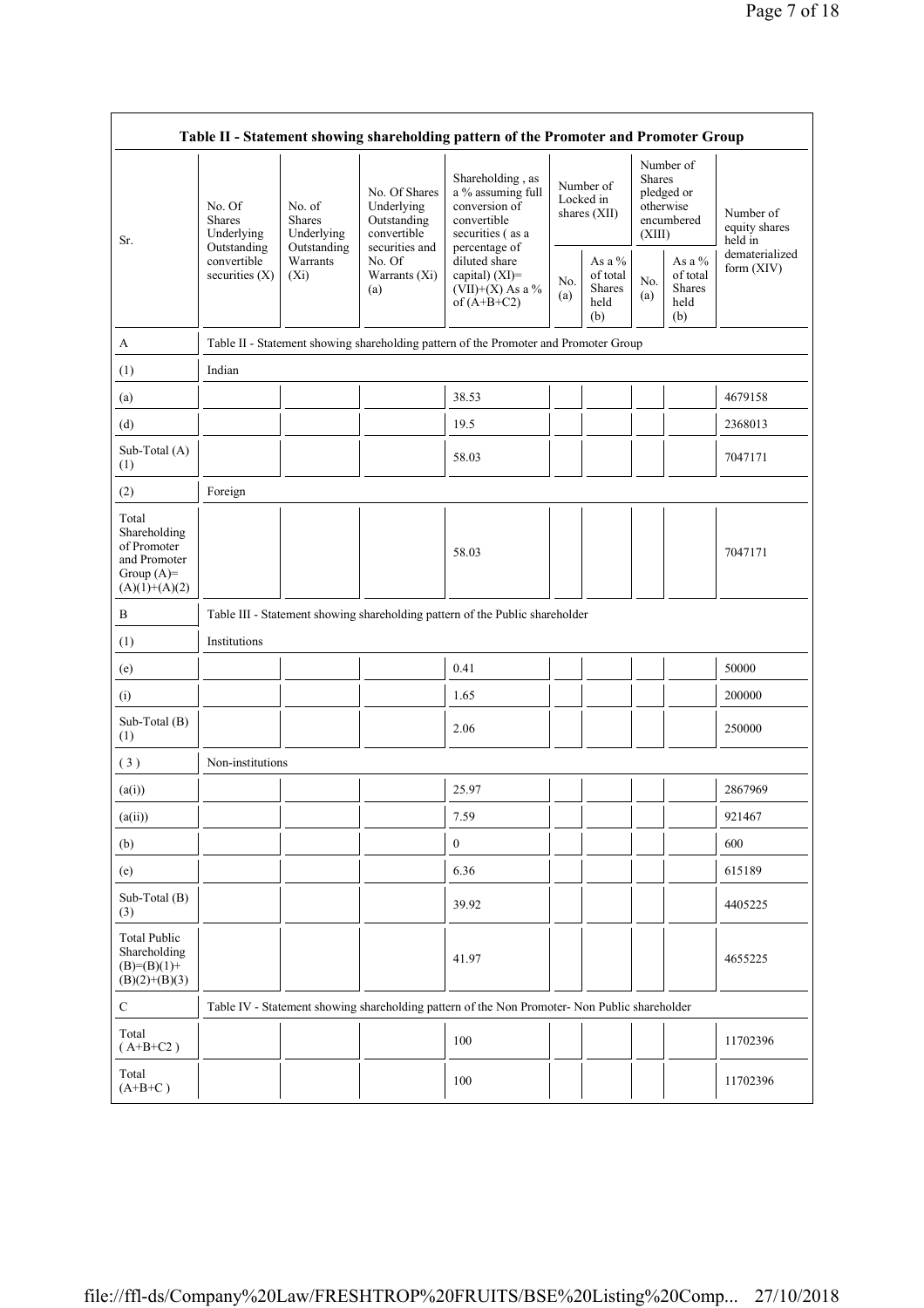| Table II - Statement showing shareholding pattern of the Promoter and Promoter Group | | | | | | | | | |
|---|---|---|---|---|---|---|---|---|---|
| Sr. | No. Of Shares Underlying Outstanding convertible securities (X) | No. of Shares Underlying Outstanding Warrants (Xi) | No. Of Shares Underlying Outstanding convertible securities and No. Of Warrants (Xi) (a) | Shareholding , as a % assuming full conversion of convertible securities ( as a percentage of diluted share capital) (XI)= (VII)+(X) As a % of (A+B+C2) | Number of Locked in shares (XII) | | Number of Shares pledged or otherwise encumbered (XIII) | | Number of equity shares held in dematerialized form (XIV) |
| | | | | | No. (a) | As a % of total Shares held (b) | No. (a) | As a % of total Shares held (b) | |
| A | Table II - Statement showing shareholding pattern of the Promoter and Promoter Group | | | | | | | | |
| (1) | Indian | | | | | | | | |
| (a) | | | | 38.53 | | | | | 4679158 |
| (d) | | | | 19.5 | | | | | 2368013 |
| Sub-Total (A) (1) | | | | 58.03 | | | | | 7047171 |
| (2) | Foreign | | | | | | | | |
| Total Shareholding of Promoter and Promoter Group (A)= (A)(1)+(A)(2) | | | | 58.03 | | | | | 7047171 |
| B | Table III - Statement showing shareholding pattern of the Public shareholder | | | | | | | | |
| (1) | Institutions | | | | | | | | |
| (e) | | | | 0.41 | | | | | 50000 |
| (i) | | | | 1.65 | | | | | 200000 |
| Sub-Total (B) (1) | | | | 2.06 | | | | | 250000 |
| ( 3 ) | Non-institutions | | | | | | | | |
| (a(i)) | | | | 25.97 | | | | | 2867969 |
| (a(ii)) | | | | 7.59 | | | | | 921467 |
| (b) | | | | 0 | | | | | 600 |
| (e) | | | | 6.36 | | | | | 615189 |
| Sub-Total (B) (3) | | | | 39.92 | | | | | 4405225 |
| Total Public Shareholding (B)=(B)(1)+ (B)(2)+(B)(3) | | | | 41.97 | | | | | 4655225 |
| C | Table IV - Statement showing shareholding pattern of the Non Promoter- Non Public shareholder | | | | | | | | |
| Total ( A+B+C2 ) | | | | 100 | | | | | 11702396 |
| Total (A+B+C ) | | | | 100 | | | | | 11702396 |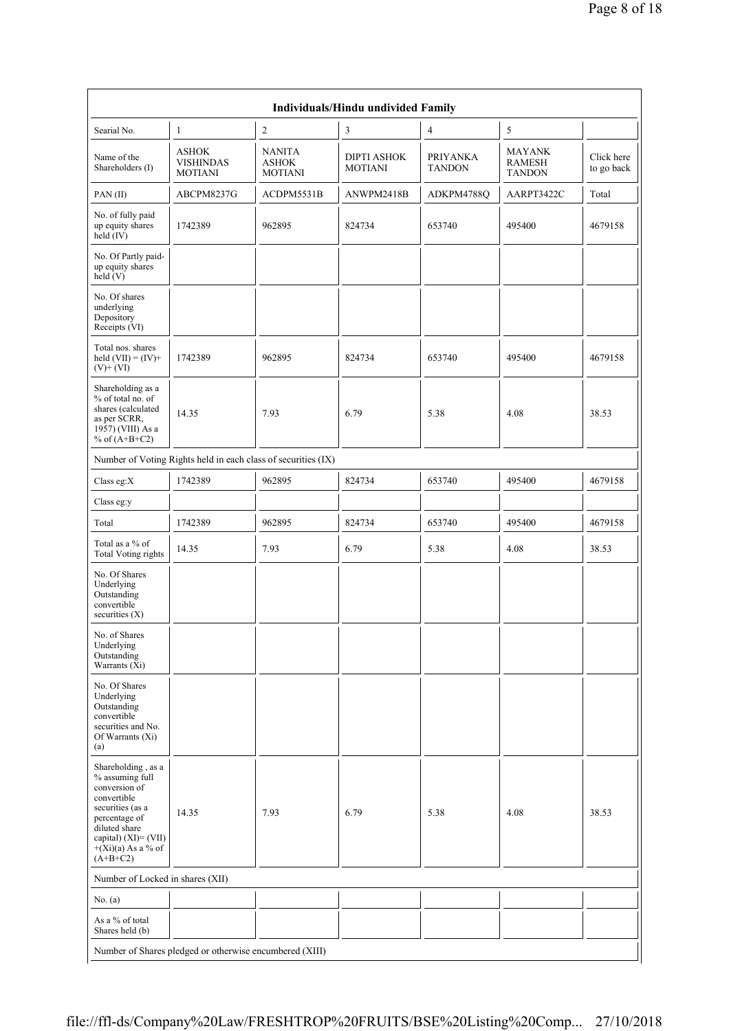| Individuals/Hindu undivided Family | | | | | | |
|---|---|---|---|---|---|---|
| Searial No. | 1 | 2 | 3 | 4 | 5 | |
| Name of the Shareholders (I) | ASHOK VISHINDAS MOTIANI | NANITA ASHOK MOTIANI | DIPTI ASHOK MOTIANI | PRIYANKA TANDON | MAYANK RAMESH TANDON | Click here to go back |
| PAN (II) | ABCPM8237G | ACDPM5531B | ANWPM2418B | ADKPM4788Q | AARPT3422C | Total |
| No. of fully paid up equity shares held (IV) | 1742389 | 962895 | 824734 | 653740 | 495400 | 4679158 |
| No. Of Partly paid-up equity shares held (V) | | | | | | |
| No. Of shares underlying Depository Receipts (VI) | | | | | | |
| Total nos. shares held (VII) = (IV)+(V)+ (VI) | 1742389 | 962895 | 824734 | 653740 | 495400 | 4679158 |
| Shareholding as a % of total no. of shares (calculated as per SCRR, 1957) (VIII) As a % of (A+B+C2) | 14.35 | 7.93 | 6.79 | 5.38 | 4.08 | 38.53 |
| Number of Voting Rights held in each class of securities (IX) | | | | | | |
| Class eg:X | 1742389 | 962895 | 824734 | 653740 | 495400 | 4679158 |
| Class eg:y | | | | | | |
| Total | 1742389 | 962895 | 824734 | 653740 | 495400 | 4679158 |
| Total as a % of Total Voting rights | 14.35 | 7.93 | 6.79 | 5.38 | 4.08 | 38.53 |
| No. Of Shares Underlying Outstanding convertible securities (X) | | | | | | |
| No. of Shares Underlying Outstanding Warrants (Xi) | | | | | | |
| No. Of Shares Underlying Outstanding convertible securities and No. Of Warrants (Xi) (a) | | | | | | |
| Shareholding , as a % assuming full conversion of convertible securities (as a percentage of diluted share capital) (XI)= (VII) +(Xi)(a) As a % of (A+B+C2) | 14.35 | 7.93 | 6.79 | 5.38 | 4.08 | 38.53 |
| Number of Locked in shares (XII) | | | | | | |
| No. (a) | | | | | | |
| As a % of total Shares held (b) | | | | | | |
| Number of Shares pledged or otherwise encumbered (XIII) | | | | | | |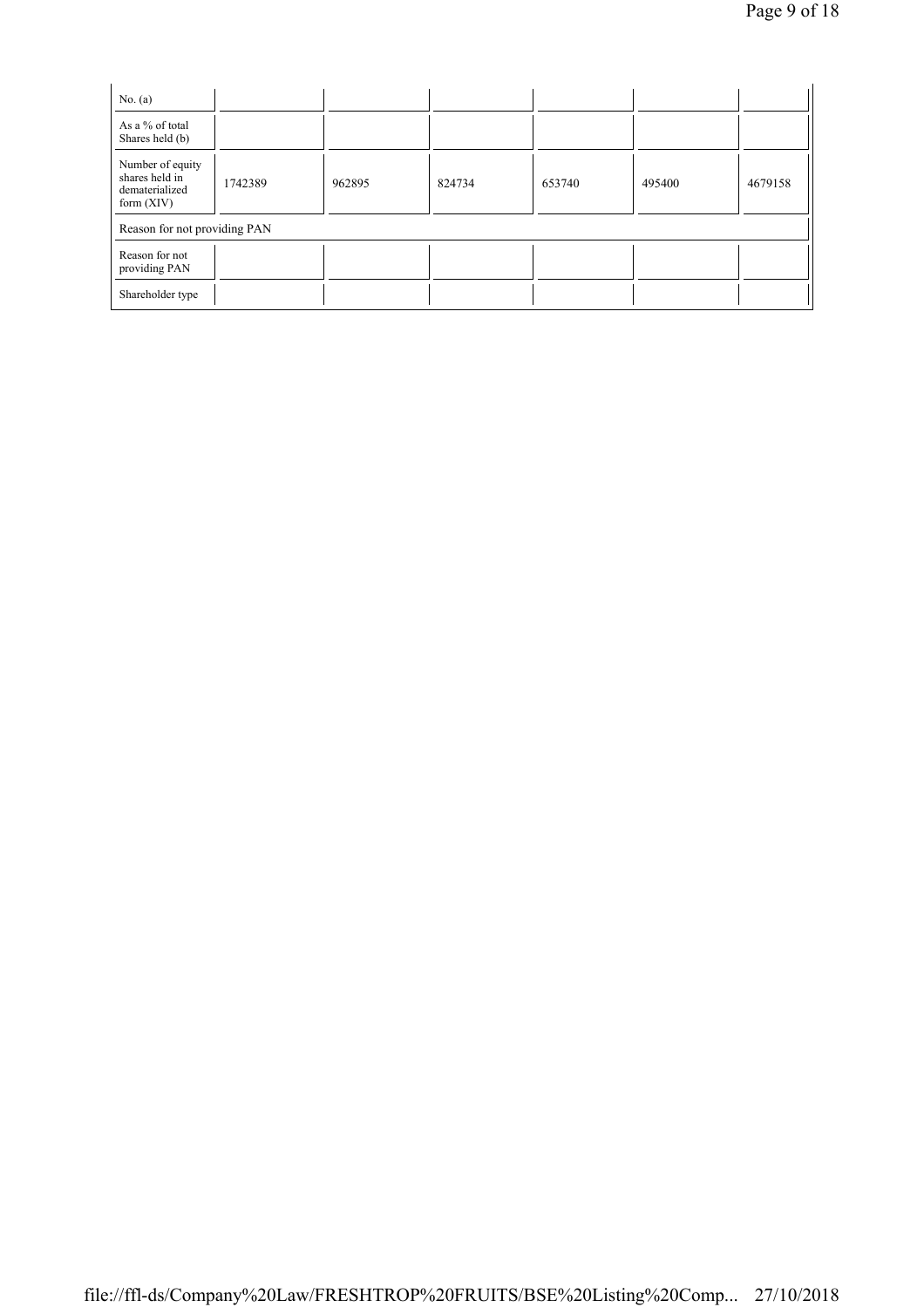| | | | | | | |
|---|---|---|---|---|---|---|
| No. (a) | | | | | | |
| As a % of total Shares held (b) | | | | | | |
| Number of equity shares held in dematerialized form (XIV) | 1742389 | 962895 | 824734 | 653740 | 495400 | 4679158 |
| Reason for not providing PAN | | | | | | |
| Reason for not providing PAN | | | | | | |
| Shareholder type | | | | | | |

file://ffl-ds/Company%20Law/FRESHTROP%20FRUITS/BSE%20Listing%20Comp... 27/10/2018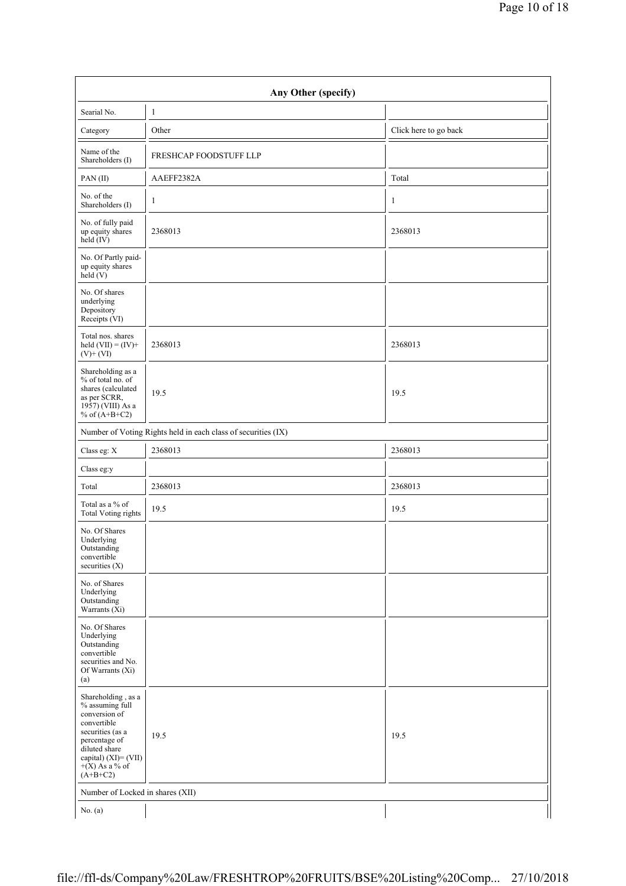| Any Other (specify) | | |
|---|---|---|
| Searial No. | 1 | |
| Category | Other | Click here to go back |
| Name of the Shareholders (I) | FRESHCAP FOODSTUFF LLP | |
| PAN (II) | AAEFF2382A | Total |
| No. of the Shareholders (I) | 1 | 1 |
| No. of fully paid up equity shares held (IV) | 2368013 | 2368013 |
| No. Of Partly paid-up equity shares held (V) | | |
| No. Of shares underlying Depository Receipts (VI) | | |
| Total nos. shares held (VII) = (IV)+ (V)+ (VI) | 2368013 | 2368013 |
| Shareholding as a % of total no. of shares (calculated as per SCRR, 1957) (VIII) As a % of (A+B+C2) | 19.5 | 19.5 |
| Number of Voting Rights held in each class of securities (IX) | | |
| Class eg: X | 2368013 | 2368013 |
| Class eg:y | | |
| Total | 2368013 | 2368013 |
| Total as a % of Total Voting rights | 19.5 | 19.5 |
| No. Of Shares Underlying Outstanding convertible securities (X) | | |
| No. of Shares Underlying Outstanding Warrants (Xi) | | |
| No. Of Shares Underlying Outstanding convertible securities and No. Of Warrants (Xi) (a) | | |
| Shareholding , as a % assuming full conversion of convertible securities (as a percentage of diluted share capital) (XI)= (VII) +(X) As a % of (A+B+C2) | 19.5 | 19.5 |
| Number of Locked in shares (XII) | | |
| No. (a) | | |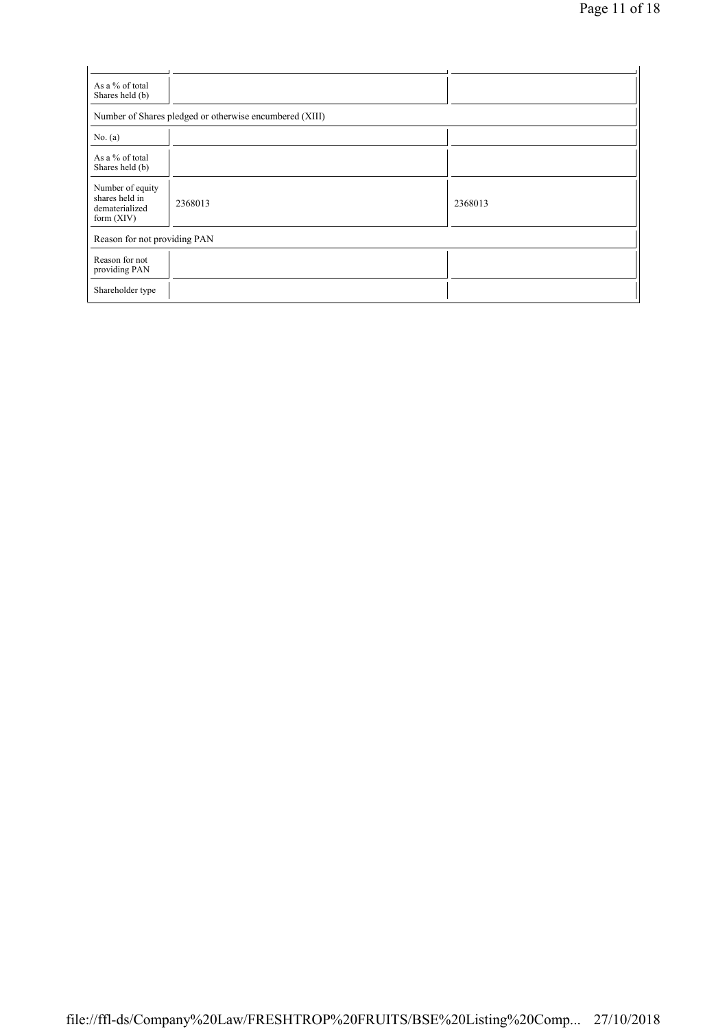| | | |
|---|---|---|
| As a % of total Shares held (b) | | |
| Number of Shares pledged or otherwise encumbered (XIII) | | |
| No. (a) | | |
| As a % of total Shares held (b) | | |
| Number of equity shares held in dematerialized form (XIV) | 2368013 | 2368013 |
| Reason for not providing PAN | | |
| Reason for not providing PAN | | |
| Shareholder type | | |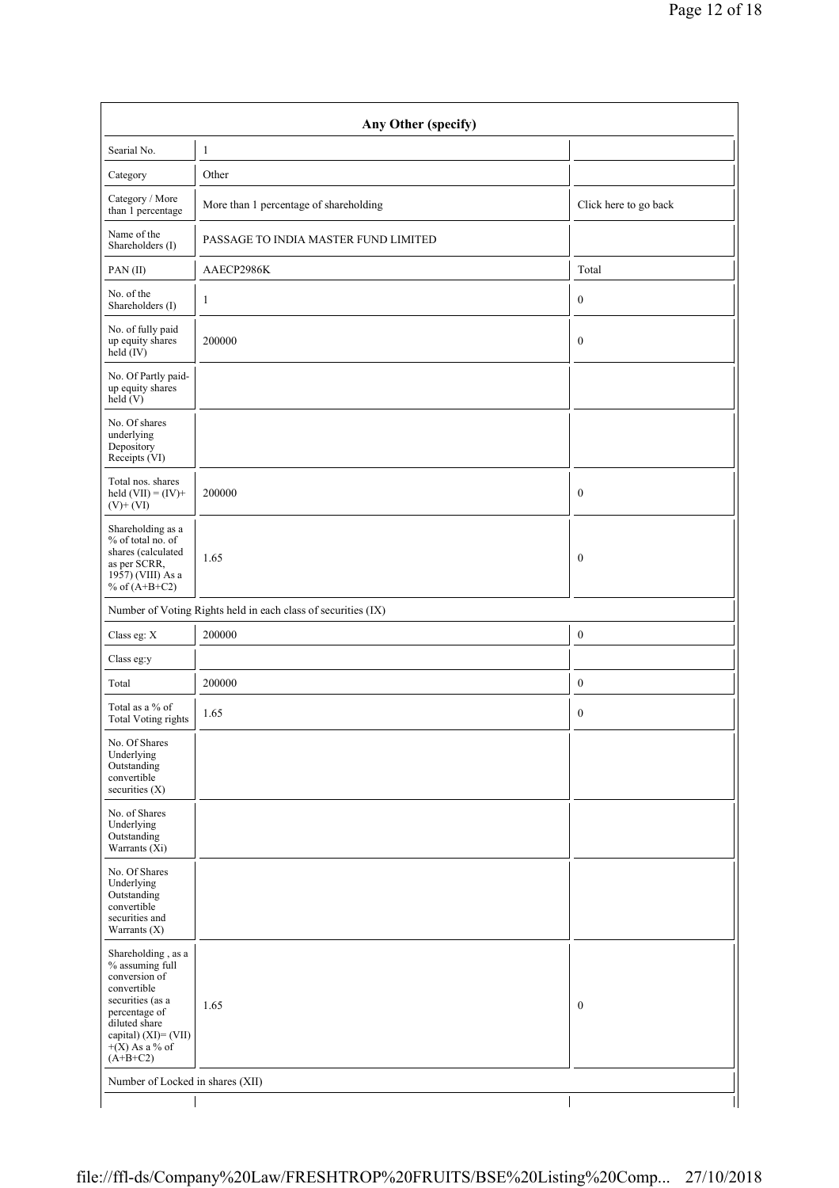| Any Other (specify) | | |
|---|---|---|
| Searial No. | 1 | |
| Category | Other | |
| Category / More than 1 percentage | More than 1 percentage of shareholding | Click here to go back |
| Name of the Shareholders (I) | PASSAGE TO INDIA MASTER FUND LIMITED | |
| PAN (II) | AAECP2986K | Total |
| No. of the Shareholders (I) | 1 | 0 |
| No. of fully paid up equity shares held (IV) | 200000 | 0 |
| No. Of Partly paid-up equity shares held (V) | | |
| No. Of shares underlying Depository Receipts (VI) | | |
| Total nos. shares held (VII) = (IV)+ (V)+ (VI) | 200000 | 0 |
| Shareholding as a % of total no. of shares (calculated as per SCRR, 1957) (VIII) As a % of (A+B+C2) | 1.65 | 0 |
| Number of Voting Rights held in each class of securities (IX) | | |
| Class eg: X | 200000 | 0 |
| Class eg:y | | |
| Total | 200000 | 0 |
| Total as a % of Total Voting rights | 1.65 | 0 |
| No. Of Shares Underlying Outstanding convertible securities (X) | | |
| No. of Shares Underlying Outstanding Warrants (Xi) | | |
| No. Of Shares Underlying Outstanding convertible securities and Warrants (X) | | |
| Shareholding , as a % assuming full conversion of convertible securities (as a percentage of diluted share capital) (XI)= (VII) +(X) As a % of (A+B+C2) | 1.65 | 0 |
| Number of Locked in shares (XII) | | |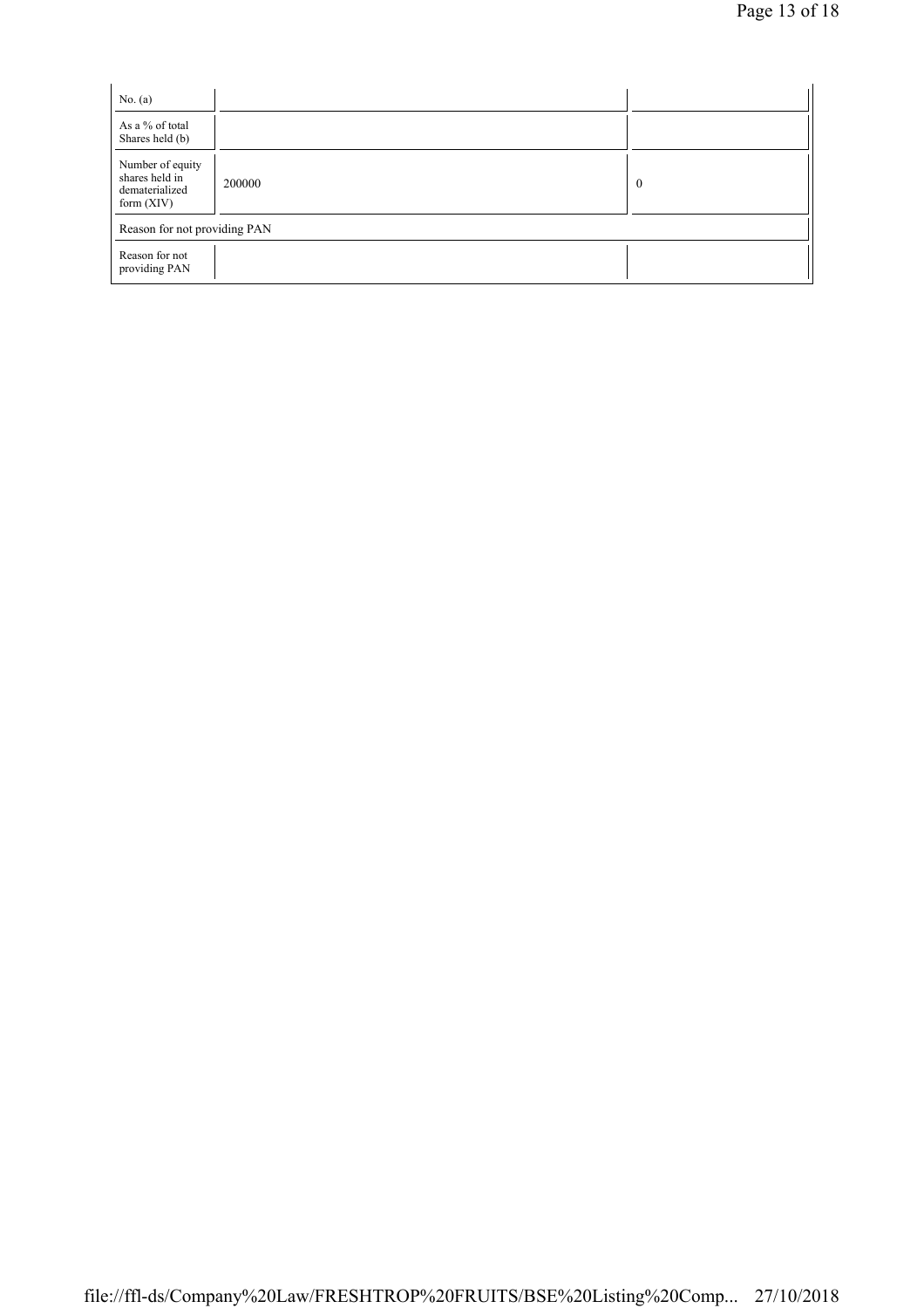| | | |
|---|---|---|
| No. (a) | | |
| As a % of total Shares held (b) | | |
| Number of equity shares held in dematerialized form (XIV) | 200000 | 0 |
| Reason for not providing PAN | | |
| Reason for not providing PAN | | |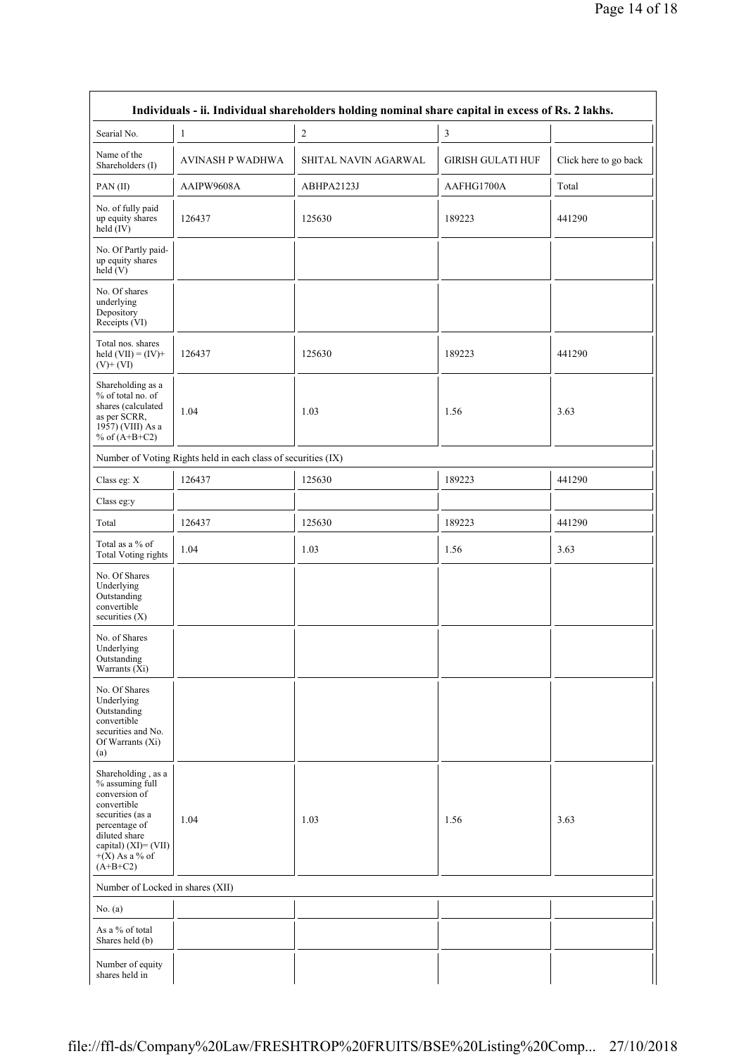| Individuals - ii. Individual shareholders holding nominal share capital in excess of Rs. 2 lakhs. | | | | |
|---|---|---|---|---|
| Searial No. | 1 | 2 | 3 | |
| Name of the Shareholders (I) | AVINASH P WADHWA | SHITAL NAVIN AGARWAL | GIRISH GULATI HUF | Click here to go back |
| PAN (II) | AAIPW9608A | ABHPA2123J | AAFHG1700A | Total |
| No. of fully paid up equity shares held (IV) | 126437 | 125630 | 189223 | 441290 |
| No. Of Partly paid-up equity shares held (V) | | | | |
| No. Of shares underlying Depository Receipts (VI) | | | | |
| Total nos. shares held (VII) = (IV)+ (V)+ (VI) | 126437 | 125630 | 189223 | 441290 |
| Shareholding as a % of total no. of shares (calculated as per SCRR, 1957) (VIII) As a % of (A+B+C2) | 1.04 | 1.03 | 1.56 | 3.63 |
| Number of Voting Rights held in each class of securities (IX) | | | | |
| Class eg: X | 126437 | 125630 | 189223 | 441290 |
| Class eg:y | | | | |
| Total | 126437 | 125630 | 189223 | 441290 |
| Total as a % of Total Voting rights | 1.04 | 1.03 | 1.56 | 3.63 |
| No. Of Shares Underlying Outstanding convertible securities (X) | | | | |
| No. of Shares Underlying Outstanding Warrants (Xi) | | | | |
| No. Of Shares Underlying Outstanding convertible securities and No. Of Warrants (Xi) (a) | | | | |
| Shareholding , as a % assuming full conversion of convertible securities (as a percentage of diluted share capital) (XI)= (VII) +(X) As a % of (A+B+C2) | 1.04 | 1.03 | 1.56 | 3.63 |
| Number of Locked in shares (XII) | | | | |
| No. (a) | | | | |
| As a % of total Shares held (b) | | | | |
| Number of equity shares held in | | | | |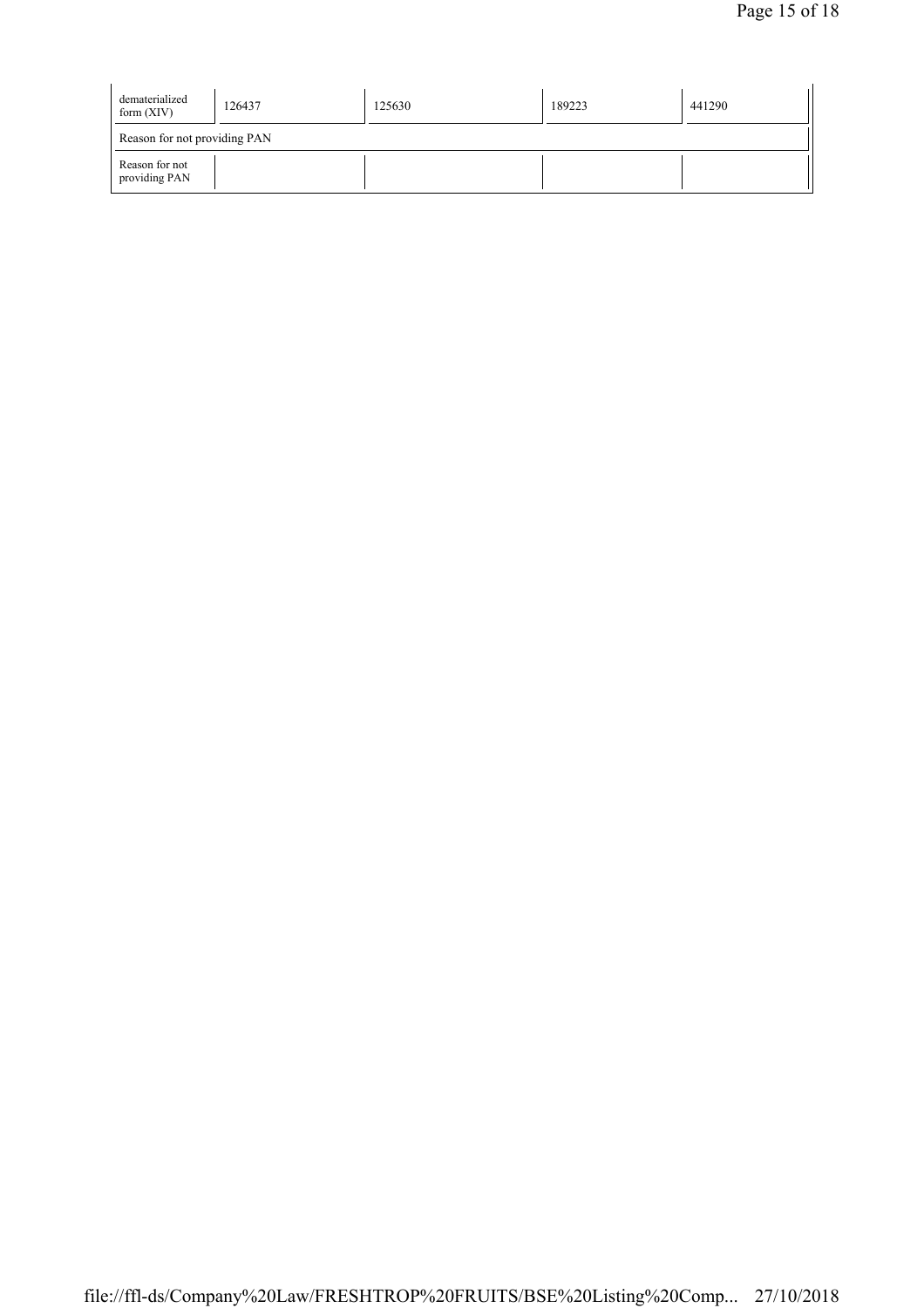| dematerialized form (XIV) | 126437 | 125630 | 189223 | 441290 |
|---|---|---|---|---|
| Reason for not providing PAN | | | | |
| Reason for not providing PAN | | | | |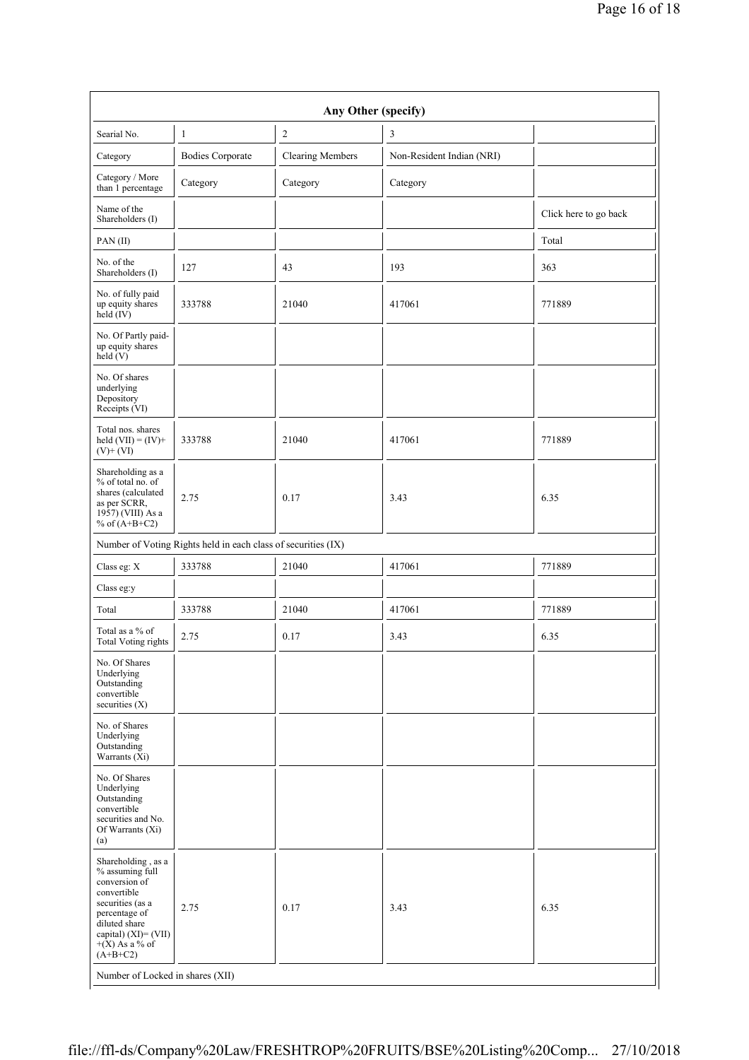| Any Other (specify) | | | | |
|---|---|---|---|---|
| Searial No. | 1 | 2 | 3 | |
| Category | Bodies Corporate | Clearing Members | Non-Resident Indian (NRI) | |
| Category / More than 1 percentage | Category | Category | Category | |
| Name of the Shareholders (I) | | | | Click here to go back |
| PAN (II) | | | | Total |
| No. of the Shareholders (I) | 127 | 43 | 193 | 363 |
| No. of fully paid up equity shares held (IV) | 333788 | 21040 | 417061 | 771889 |
| No. Of Partly paid-up equity shares held (V) | | | | |
| No. Of shares underlying Depository Receipts (VI) | | | | |
| Total nos. shares held (VII) = (IV)+(V)+ (VI) | 333788 | 21040 | 417061 | 771889 |
| Shareholding as a % of total no. of shares (calculated as per SCRR, 1957) (VIII) As a % of (A+B+C2) | 2.75 | 0.17 | 3.43 | 6.35 |
| Number of Voting Rights held in each class of securities (IX) | | | | |
| Class eg: X | 333788 | 21040 | 417061 | 771889 |
| Class eg:y | | | | |
| Total | 333788 | 21040 | 417061 | 771889 |
| Total as a % of Total Voting rights | 2.75 | 0.17 | 3.43 | 6.35 |
| No. Of Shares Underlying Outstanding convertible securities (X) | | | | |
| No. of Shares Underlying Outstanding Warrants (Xi) | | | | |
| No. Of Shares Underlying Outstanding convertible securities and No. Of Warrants (Xi) (a) | | | | |
| Shareholding , as a % assuming full conversion of convertible securities (as a percentage of diluted share capital) (XI)= (VII)+(X) As a % of (A+B+C2) | 2.75 | 0.17 | 3.43 | 6.35 |
| Number of Locked in shares (XII) | | | | |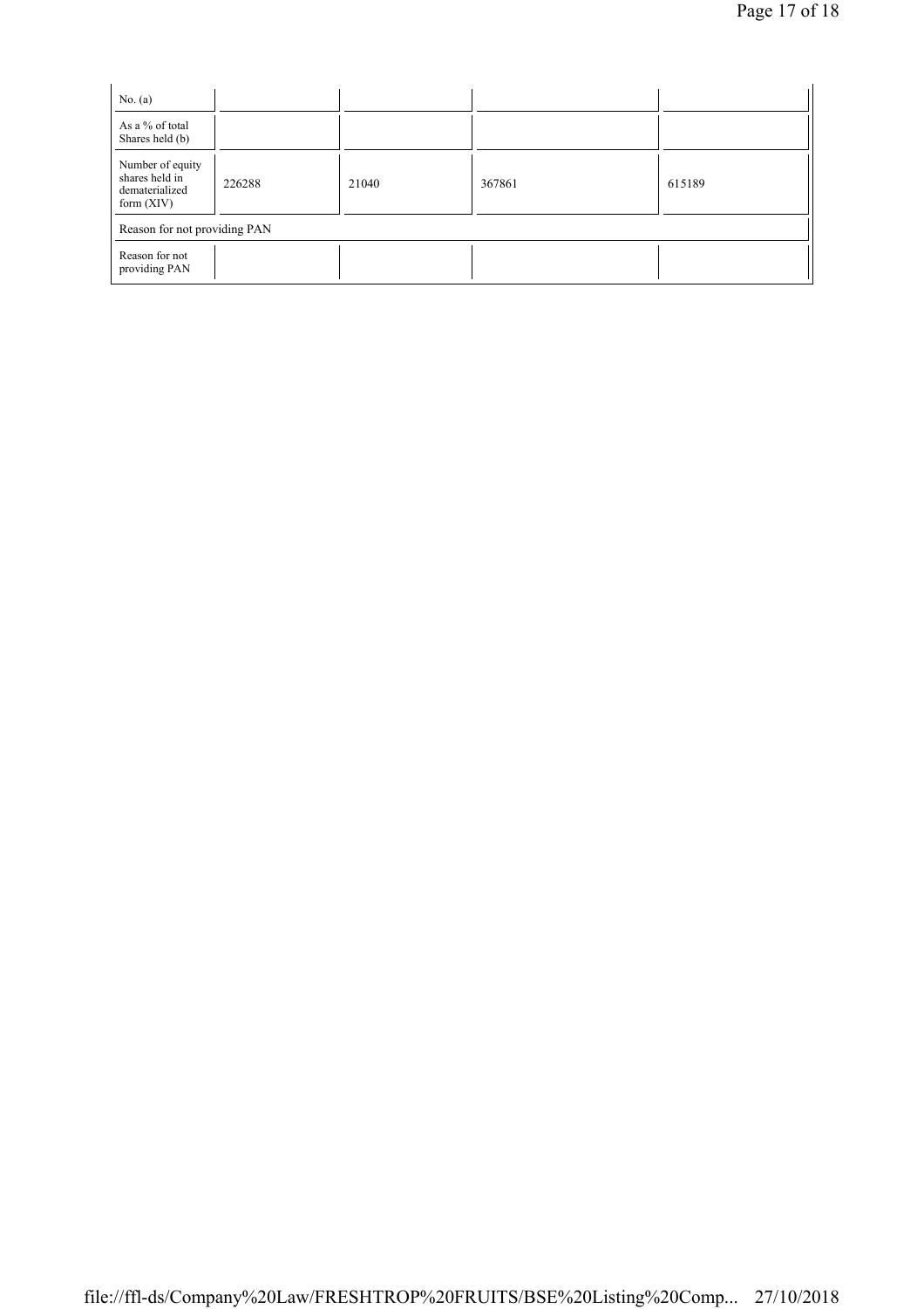| No. (a) | | | | |
|---|---|---|---|---|
| As a % of total Shares held (b) | | | | |
| Number of equity shares held in dematerialized form (XIV) | 226288 | 21040 | 367861 | 615189 |
| Reason for not providing PAN | | | | |
| Reason for not providing PAN | | | | |